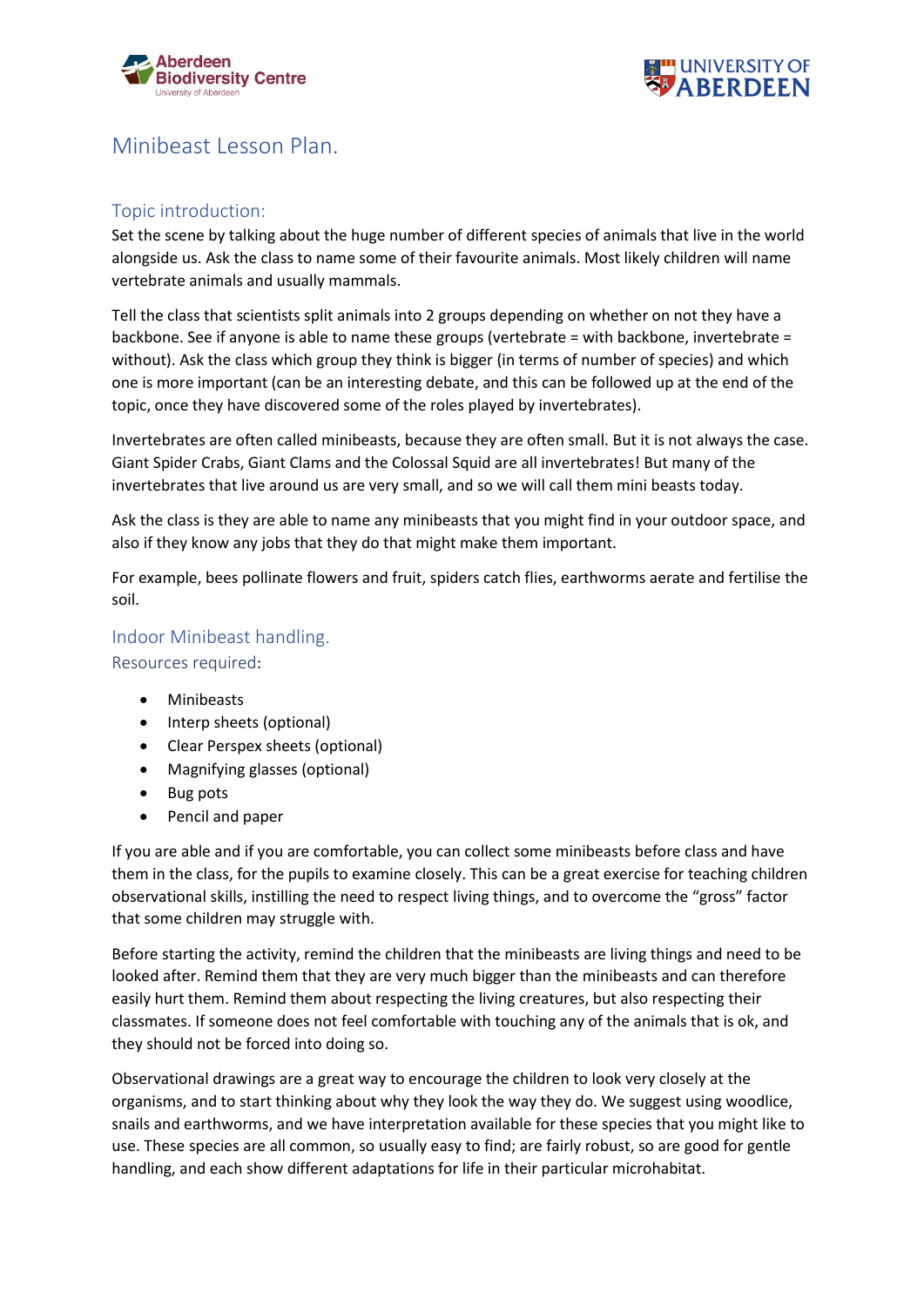# Minibeast Lesson Plan.

## Topic introduction:

Set the scene by talking about the huge number of different species of animals that live in the world alongside us. Ask the class to name some of their favourite animals. Most likely children will name vertebrate animals and usually mammals.

Tell the class that scientists split animals into 2 groups depending on whether on not they have a backbone. See if anyone is able to name these groups (vertebrate = with backbone, invertebrate = without). Ask the class which group they think is bigger (in terms of number of species) and which one is more important (can be an interesting debate, and this can be followed up at the end of the topic, once they have discovered some of the roles played by invertebrates).

Invertebrates are often called minibeasts, because they are often small. But it is not always the case. Giant Spider Crabs, Giant Clams and the Colossal Squid are all invertebrates! But many of the invertebrates that live around us are very small, and so we will call them mini beasts today.

Ask the class is they are able to name any minibeasts that you might find in your outdoor space, and also if they know any jobs that they do that might make them important.

For example, bees pollinate flowers and fruit, spiders catch flies, earthworms aerate and fertilise the soil.

## Indoor Minibeast handling.

### Resources required:

- Minibeasts
- Interp sheets (optional)
- Clear Perspex sheets (optional)
- Magnifying glasses (optional)
- Bug pots
- Pencil and paper

If you are able and if you are comfortable, you can collect some minibeasts before class and have them in the class, for the pupils to examine closely. This can be a great exercise for teaching children observational skills, instilling the need to respect living things, and to overcome the "gross" factor that some children may struggle with.

Before starting the activity, remind the children that the minibeasts are living things and need to be looked after. Remind them that they are very much bigger than the minibeasts and can therefore easily hurt them. Remind them about respecting the living creatures, but also respecting their classmates. If someone does not feel comfortable with touching any of the animals that is ok, and they should not be forced into doing so.

Observational drawings are a great way to encourage the children to look very closely at the organisms, and to start thinking about why they look the way they do. We suggest using woodlice, snails and earthworms, and we have interpretation available for these species that you might like to use. These species are all common, so usually easy to find; are fairly robust, so are good for gentle handling, and each show different adaptations for life in their particular microhabitat.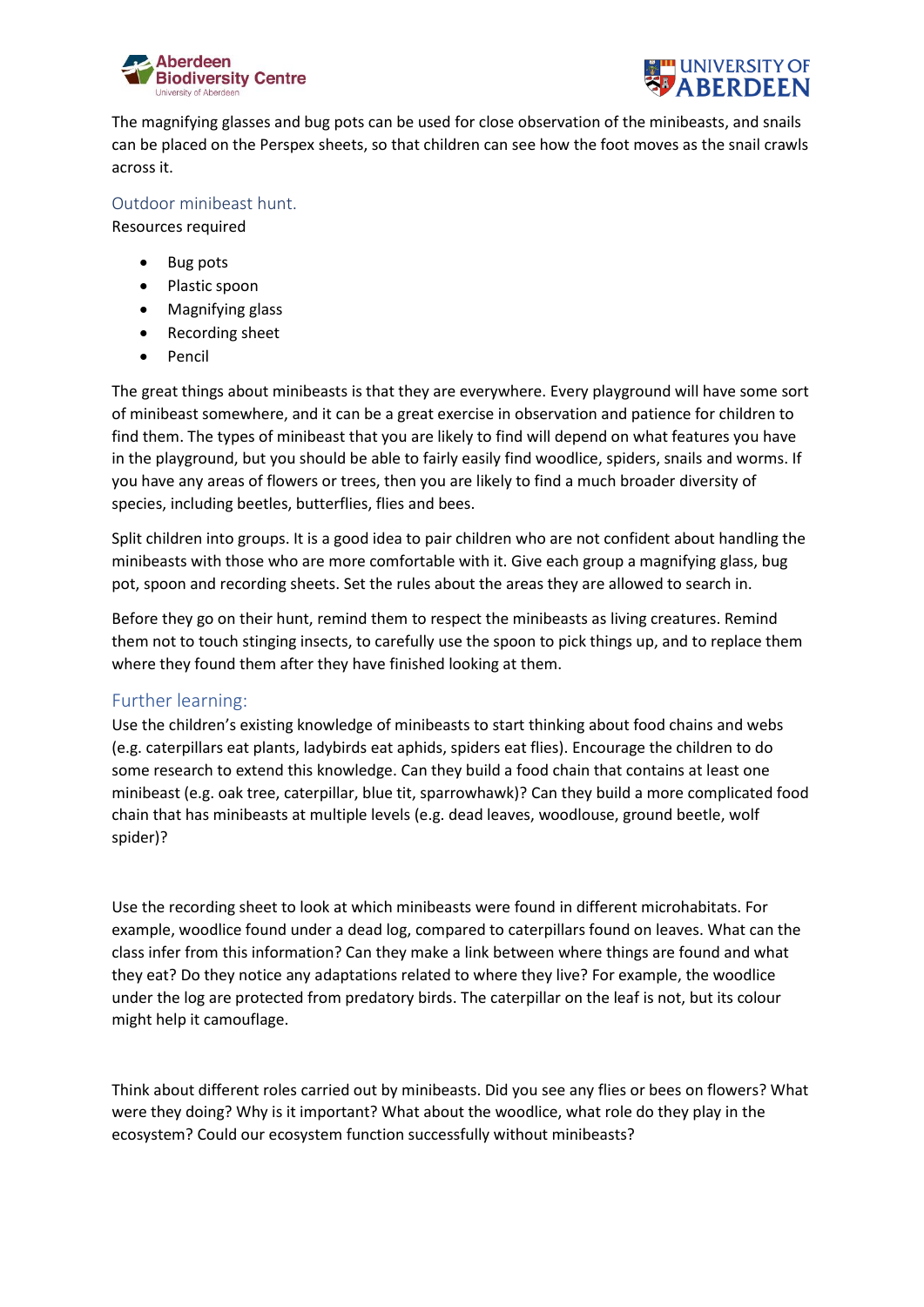The magnifying glasses and bug pots can be used for close observation of the minibeasts, and snails can be placed on the Perspex sheets, so that children can see how the foot moves as the snail crawls across it.

## Outdoor minibeast hunt.

Resources required

- Bug pots
- Plastic spoon
- Magnifying glass
- Recording sheet
- Pencil

The great things about minibeasts is that they are everywhere. Every playground will have some sort of minibeast somewhere, and it can be a great exercise in observation and patience for children to find them. The types of minibeast that you are likely to find will depend on what features you have in the playground, but you should be able to fairly easily find woodlice, spiders, snails and worms. If you have any areas of flowers or trees, then you are likely to find a much broader diversity of species, including beetles, butterflies, flies and bees.

Split children into groups. It is a good idea to pair children who are not confident about handling the minibeasts with those who are more comfortable with it. Give each group a magnifying glass, bug pot, spoon and recording sheets. Set the rules about the areas they are allowed to search in.

Before they go on their hunt, remind them to respect the minibeasts as living creatures. Remind them not to touch stinging insects, to carefully use the spoon to pick things up, and to replace them where they found them after they have finished looking at them.

## Further learning:

Use the children's existing knowledge of minibeasts to start thinking about food chains and webs (e.g. caterpillars eat plants, ladybirds eat aphids, spiders eat flies). Encourage the children to do some research to extend this knowledge. Can they build a food chain that contains at least one minibeast (e.g. oak tree, caterpillar, blue tit, sparrowhawk)? Can they build a more complicated food chain that has minibeasts at multiple levels (e.g. dead leaves, woodlouse, ground beetle, wolf spider)?

Use the recording sheet to look at which minibeasts were found in different microhabitats. For example, woodlice found under a dead log, compared to caterpillars found on leaves. What can the class infer from this information? Can they make a link between where things are found and what they eat? Do they notice any adaptations related to where they live? For example, the woodlice under the log are protected from predatory birds. The caterpillar on the leaf is not, but its colour might help it camouflage.

Think about different roles carried out by minibeasts. Did you see any flies or bees on flowers? What were they doing? Why is it important? What about the woodlice, what role do they play in the ecosystem? Could our ecosystem function successfully without minibeasts?